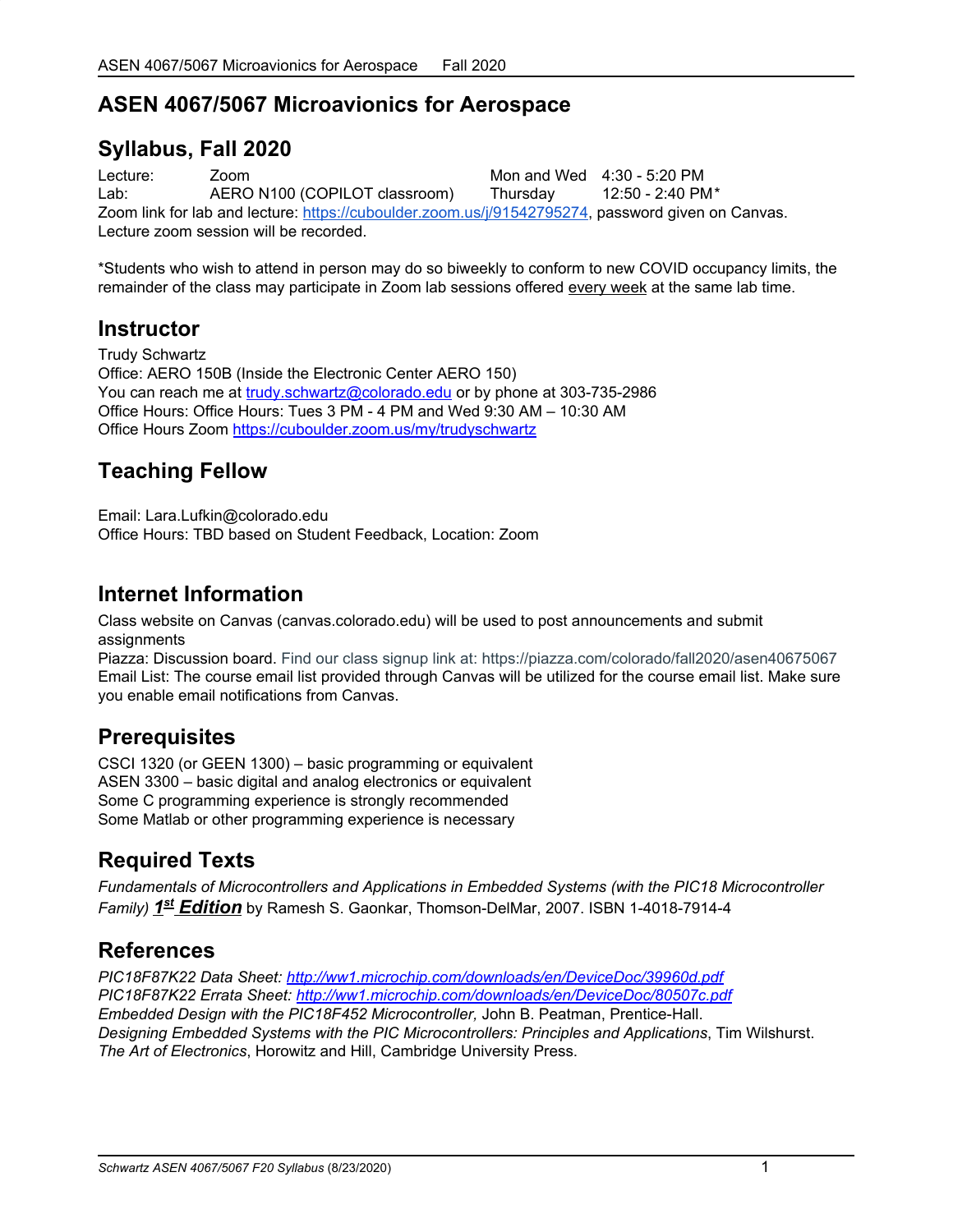# ASEN 4067/5067 Microavionics for Aerospace

## Syllabus, Fall 2020

| | | | |
|---|---|---|---|
| Lecture: | Zoom | Mon and Wed | 4:30 - 5:20 PM |
| Lab: | AERO N100 (COPILOT classroom) | Thursday | 12:50 - 2:40 PM* |

Zoom link for lab and lecture: https://cuboulder.zoom.us/j/91542795274, password given on Canvas.
Lecture zoom session will be recorded.

*Students who wish to attend in person may do so biweekly to conform to new COVID occupancy limits, the remainder of the class may participate in Zoom lab sessions offered every week at the same lab time.

## Instructor

Trudy Schwartz
Office: AERO 150B (Inside the Electronic Center AERO 150)
You can reach me at trudy.schwartz@colorado.edu or by phone at 303-735-2986
Office Hours: Office Hours: Tues 3 PM - 4 PM and Wed 9:30 AM – 10:30 AM
Office Hours Zoom https://cuboulder.zoom.us/my/trudyschwartz

## Teaching Fellow

Email: Lara.Lufkin@colorado.edu
Office Hours: TBD based on Student Feedback, Location: Zoom

## Internet Information

Class website on Canvas (canvas.colorado.edu) will be used to post announcements and submit assignments
Piazza: Discussion board. Find our class signup link at: https://piazza.com/colorado/fall2020/asen40675067
Email List: The course email list provided through Canvas will be utilized for the course email list. Make sure you enable email notifications from Canvas.

## Prerequisites

CSCI 1320 (or GEEN 1300) – basic programming or equivalent
ASEN 3300 – basic digital and analog electronics or equivalent
Some C programming experience is strongly recommended
Some Matlab or other programming experience is necessary

## Required Texts

*Fundamentals of Microcontrollers and Applications in Embedded Systems (with the PIC18 Microcontroller Family)* ***1st Edition*** by Ramesh S. Gaonkar, Thomson-DelMar, 2007. ISBN 1-4018-7914-4

## References

*PIC18F87K22 Data Sheet: http://ww1.microchip.com/downloads/en/DeviceDoc/39960d.pdf*
*PIC18F87K22 Errata Sheet: http://ww1.microchip.com/downloads/en/DeviceDoc/80507c.pdf*
*Embedded Design with the PIC18F452 Microcontroller,* John B. Peatman, Prentice-Hall.
*Designing Embedded Systems with the PIC Microcontrollers: Principles and Applications*, Tim Wilshurst.
*The Art of Electronics*, Horowitz and Hill, Cambridge University Press.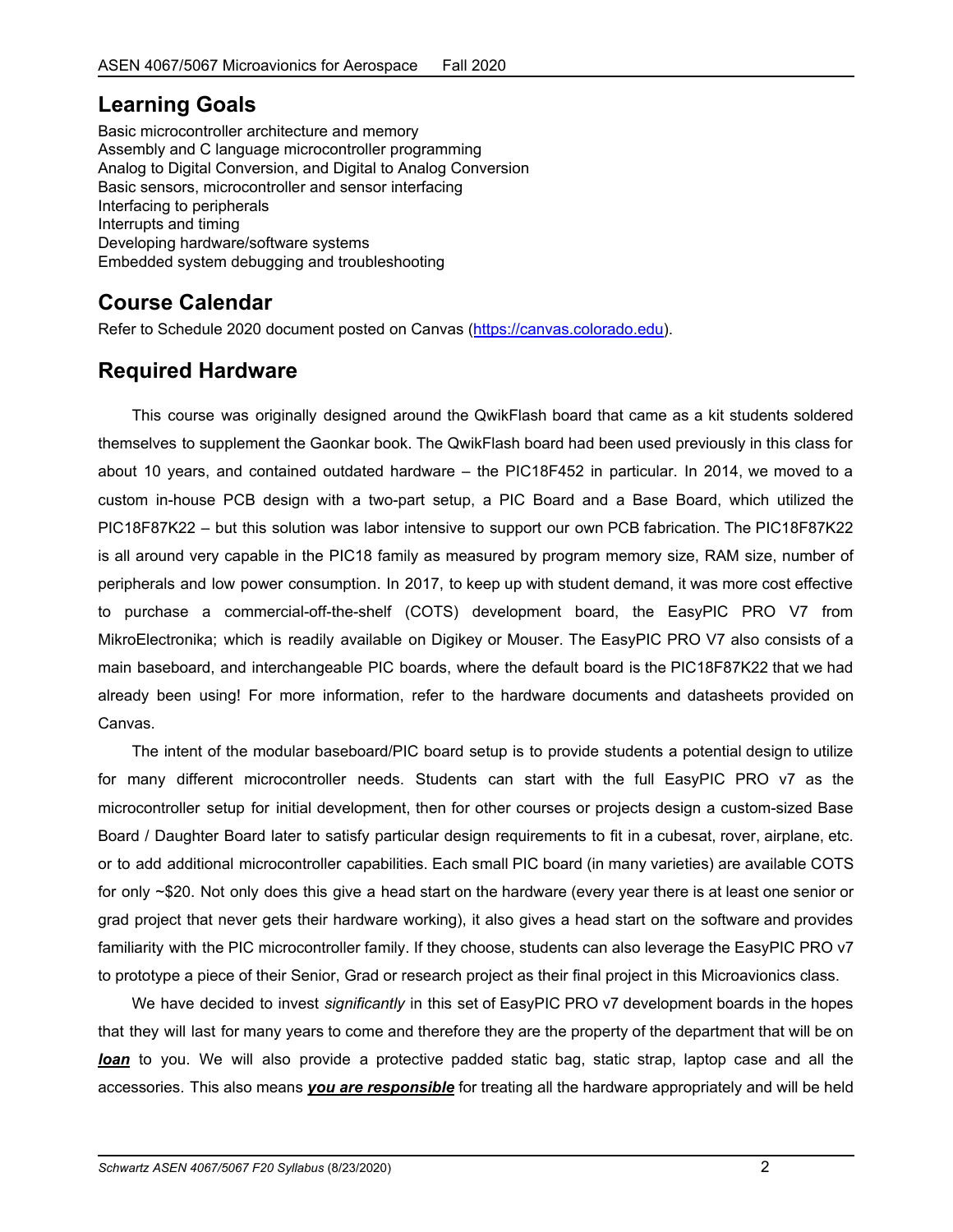## Learning Goals

Basic microcontroller architecture and memory
Assembly and C language microcontroller programming
Analog to Digital Conversion, and Digital to Analog Conversion
Basic sensors, microcontroller and sensor interfacing
Interfacing to peripherals
Interrupts and timing
Developing hardware/software systems
Embedded system debugging and troubleshooting

## Course Calendar

Refer to Schedule 2020 document posted on Canvas (https://canvas.colorado.edu).

## Required Hardware

This course was originally designed around the QwikFlash board that came as a kit students soldered themselves to supplement the Gaonkar book. The QwikFlash board had been used previously in this class for about 10 years, and contained outdated hardware – the PIC18F452 in particular. In 2014, we moved to a custom in-house PCB design with a two-part setup, a PIC Board and a Base Board, which utilized the PIC18F87K22 – but this solution was labor intensive to support our own PCB fabrication. The PIC18F87K22 is all around very capable in the PIC18 family as measured by program memory size, RAM size, number of peripherals and low power consumption. In 2017, to keep up with student demand, it was more cost effective to purchase a commercial-off-the-shelf (COTS) development board, the EasyPIC PRO V7 from MikroElectronika; which is readily available on Digikey or Mouser. The EasyPIC PRO V7 also consists of a main baseboard, and interchangeable PIC boards, where the default board is the PIC18F87K22 that we had already been using! For more information, refer to the hardware documents and datasheets provided on Canvas.

The intent of the modular baseboard/PIC board setup is to provide students a potential design to utilize for many different microcontroller needs. Students can start with the full EasyPIC PRO v7 as the microcontroller setup for initial development, then for other courses or projects design a custom-sized Base Board / Daughter Board later to satisfy particular design requirements to fit in a cubesat, rover, airplane, etc. or to add additional microcontroller capabilities. Each small PIC board (in many varieties) are available COTS for only ~$20. Not only does this give a head start on the hardware (every year there is at least one senior or grad project that never gets their hardware working), it also gives a head start on the software and provides familiarity with the PIC microcontroller family. If they choose, students can also leverage the EasyPIC PRO v7 to prototype a piece of their Senior, Grad or research project as their final project in this Microavionics class.

We have decided to invest *significantly* in this set of EasyPIC PRO v7 development boards in the hopes that they will last for many years to come and therefore they are the property of the department that will be on ***loan*** to you. We will also provide a protective padded static bag, static strap, laptop case and all the accessories. This also means ***you are responsible*** for treating all the hardware appropriately and will be held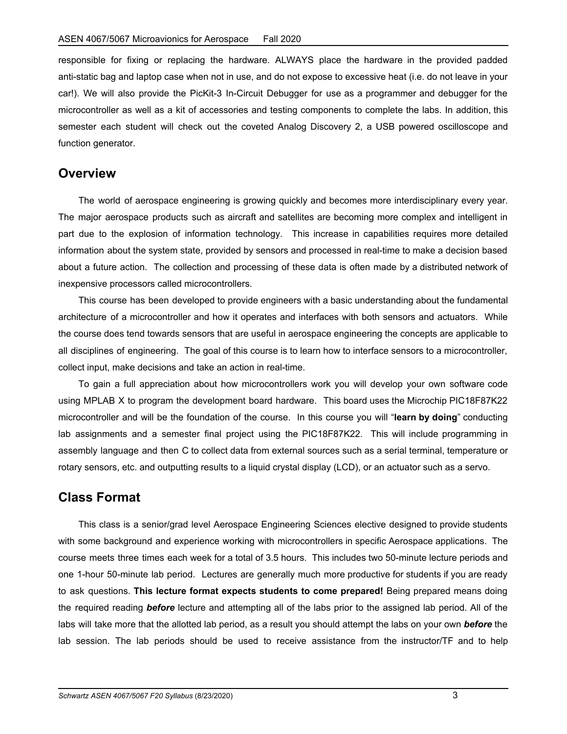responsible for fixing or replacing the hardware. ALWAYS place the hardware in the provided padded anti-static bag and laptop case when not in use, and do not expose to excessive heat (i.e. do not leave in your car!). We will also provide the PicKit-3 In-Circuit Debugger for use as a programmer and debugger for the microcontroller as well as a kit of accessories and testing components to complete the labs. In addition, this semester each student will check out the coveted Analog Discovery 2, a USB powered oscilloscope and function generator.

## Overview

The world of aerospace engineering is growing quickly and becomes more interdisciplinary every year. The major aerospace products such as aircraft and satellites are becoming more complex and intelligent in part due to the explosion of information technology. This increase in capabilities requires more detailed information about the system state, provided by sensors and processed in real-time to make a decision based about a future action. The collection and processing of these data is often made by a distributed network of inexpensive processors called microcontrollers.

This course has been developed to provide engineers with a basic understanding about the fundamental architecture of a microcontroller and how it operates and interfaces with both sensors and actuators. While the course does tend towards sensors that are useful in aerospace engineering the concepts are applicable to all disciplines of engineering. The goal of this course is to learn how to interface sensors to a microcontroller, collect input, make decisions and take an action in real-time.

To gain a full appreciation about how microcontrollers work you will develop your own software code using MPLAB X to program the development board hardware. This board uses the Microchip PIC18F87K22 microcontroller and will be the foundation of the course. In this course you will "**learn by doing**" conducting lab assignments and a semester final project using the PIC18F87K22. This will include programming in assembly language and then C to collect data from external sources such as a serial terminal, temperature or rotary sensors, etc. and outputting results to a liquid crystal display (LCD), or an actuator such as a servo.

## Class Format

This class is a senior/grad level Aerospace Engineering Sciences elective designed to provide students with some background and experience working with microcontrollers in specific Aerospace applications. The course meets three times each week for a total of 3.5 hours. This includes two 50-minute lecture periods and one 1-hour 50-minute lab period. Lectures are generally much more productive for students if you are ready to ask questions. **This lecture format expects students to come prepared!** Being prepared means doing the required reading ***before*** lecture and attempting all of the labs prior to the assigned lab period. All of the labs will take more that the allotted lab period, as a result you should attempt the labs on your own ***before*** the lab session. The lab periods should be used to receive assistance from the instructor/TF and to help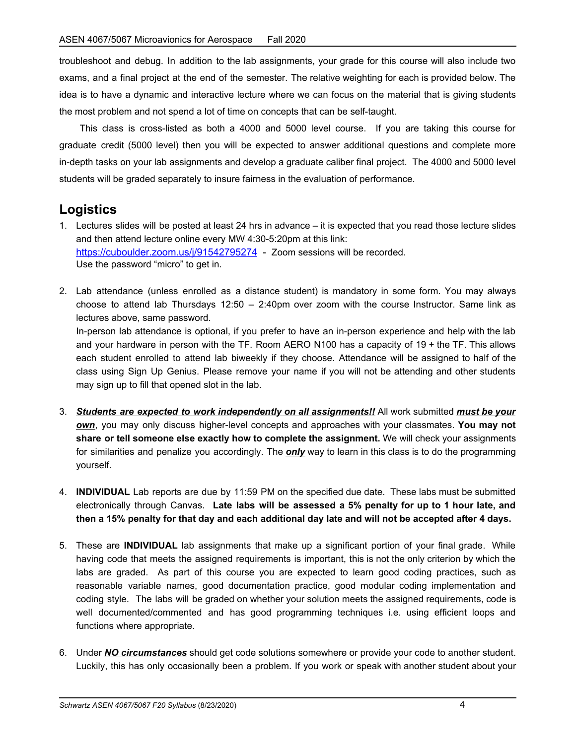troubleshoot and debug. In addition to the lab assignments, your grade for this course will also include two exams, and a final project at the end of the semester. The relative weighting for each is provided below. The idea is to have a dynamic and interactive lecture where we can focus on the material that is giving students the most problem and not spend a lot of time on concepts that can be self-taught.

This class is cross-listed as both a 4000 and 5000 level course. If you are taking this course for graduate credit (5000 level) then you will be expected to answer additional questions and complete more in-depth tasks on your lab assignments and develop a graduate caliber final project. The 4000 and 5000 level students will be graded separately to insure fairness in the evaluation of performance.

## Logistics

1. Lectures slides will be posted at least 24 hrs in advance – it is expected that you read those lecture slides and then attend lecture online every MW 4:30-5:20pm at this link: https://cuboulder.zoom.us/j/91542795274 - Zoom sessions will be recorded. Use the password “micro” to get in.

2. Lab attendance (unless enrolled as a distance student) is mandatory in some form. You may always choose to attend lab Thursdays 12:50 – 2:40pm over zoom with the course Instructor. Same link as lectures above, same password.
   In-person lab attendance is optional, if you prefer to have an in-person experience and help with the lab and your hardware in person with the TF. Room AERO N100 has a capacity of 19 + the TF. This allows each student enrolled to attend lab biweekly if they choose. Attendance will be assigned to half of the class using Sign Up Genius. Please remove your name if you will not be attending and other students may sign up to fill that opened slot in the lab.

3. ***Students are expected to work independently on all assignments!!*** All work submitted ***must be your own***, you may only discuss higher-level concepts and approaches with your classmates. **You may not share or tell someone else exactly how to complete the assignment.** We will check your assignments for similarities and penalize you accordingly. The ***only*** way to learn in this class is to do the programming yourself.

4. **INDIVIDUAL** Lab reports are due by 11:59 PM on the specified due date. These labs must be submitted electronically through Canvas. **Late labs will be assessed a 5% penalty for up to 1 hour late, and then a 15% penalty for that day and each additional day late and will not be accepted after 4 days.**

5. These are **INDIVIDUAL** lab assignments that make up a significant portion of your final grade. While having code that meets the assigned requirements is important, this is not the only criterion by which the labs are graded. As part of this course you are expected to learn good coding practices, such as reasonable variable names, good documentation practice, good modular coding implementation and coding style. The labs will be graded on whether your solution meets the assigned requirements, code is well documented/commented and has good programming techniques i.e. using efficient loops and functions where appropriate.

6. Under ***NO circumstances*** should get code solutions somewhere or provide your code to another student. Luckily, this has only occasionally been a problem. If you work or speak with another student about your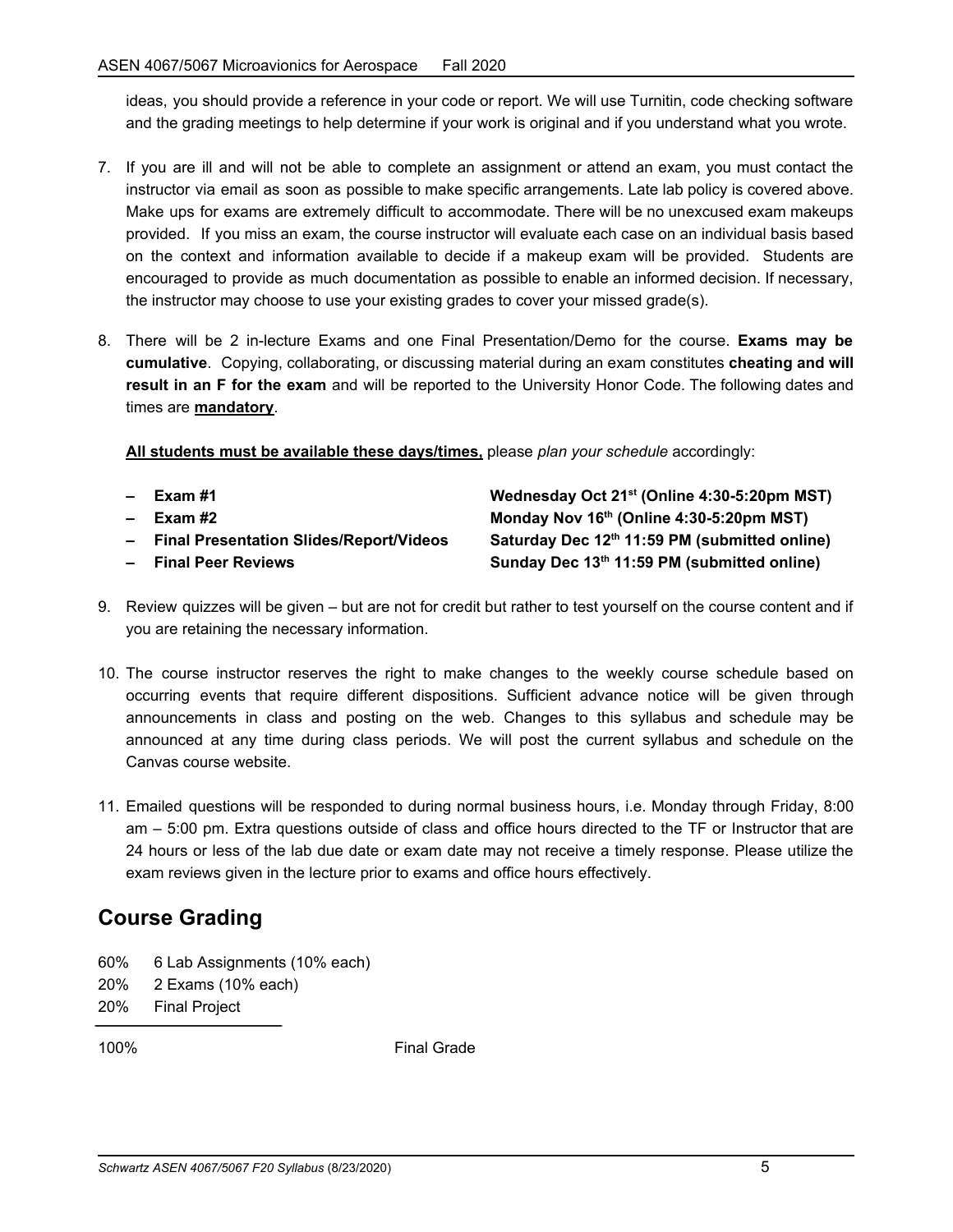ideas, you should provide a reference in your code or report. We will use Turnitin, code checking software and the grading meetings to help determine if your work is original and if you understand what you wrote.

7. If you are ill and will not be able to complete an assignment or attend an exam, you must contact the instructor via email as soon as possible to make specific arrangements. Late lab policy is covered above. Make ups for exams are extremely difficult to accommodate. There will be no unexcused exam makeups provided. If you miss an exam, the course instructor will evaluate each case on an individual basis based on the context and information available to decide if a makeup exam will be provided. Students are encouraged to provide as much documentation as possible to enable an informed decision. If necessary, the instructor may choose to use your existing grades to cover your missed grade(s).

8. There will be 2 in-lecture Exams and one Final Presentation/Demo for the course. **Exams may be cumulative**. Copying, collaborating, or discussing material during an exam constitutes **cheating and will result in an F for the exam** and will be reported to the University Honor Code. The following dates and times are **mandatory**.

   **All students must be available these days/times,** please *plan your schedule* accordingly:

   – **Exam #1** — **Wednesday Oct 21st (Online 4:30-5:20pm MST)**
   – **Exam #2** — **Monday Nov 16th (Online 4:30-5:20pm MST)**
   – **Final Presentation Slides/Report/Videos** — **Saturday Dec 12th 11:59 PM (submitted online)**
   – **Final Peer Reviews** — **Sunday Dec 13th 11:59 PM (submitted online)**

9. Review quizzes will be given – but are not for credit but rather to test yourself on the course content and if you are retaining the necessary information.

10. The course instructor reserves the right to make changes to the weekly course schedule based on occurring events that require different dispositions. Sufficient advance notice will be given through announcements in class and posting on the web. Changes to this syllabus and schedule may be announced at any time during class periods. We will post the current syllabus and schedule on the Canvas course website.

11. Emailed questions will be responded to during normal business hours, i.e. Monday through Friday, 8:00 am – 5:00 pm. Extra questions outside of class and office hours directed to the TF or Instructor that are 24 hours or less of the lab due date or exam date may not receive a timely response. Please utilize the exam reviews given in the lecture prior to exams and office hours effectively.

## Course Grading

60% 6 Lab Assignments (10% each)
20% 2 Exams (10% each)
20% Final Project

---

100% Final Grade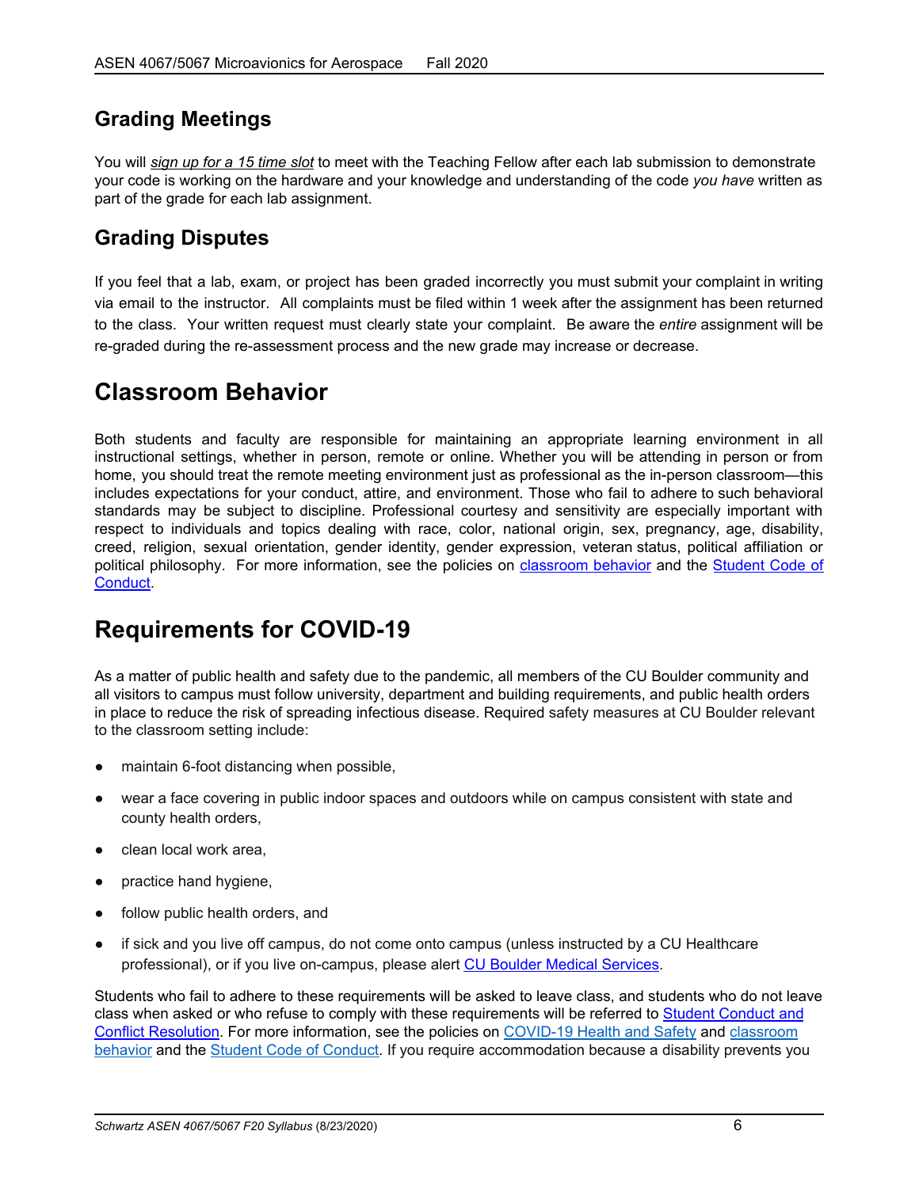## Grading Meetings

You will *sign up for a 15 time slot* to meet with the Teaching Fellow after each lab submission to demonstrate your code is working on the hardware and your knowledge and understanding of the code *you have* written as part of the grade for each lab assignment.

## Grading Disputes

If you feel that a lab, exam, or project has been graded incorrectly you must submit your complaint in writing via email to the instructor. All complaints must be filed within 1 week after the assignment has been returned to the class. Your written request must clearly state your complaint. Be aware the *entire* assignment will be re-graded during the re-assessment process and the new grade may increase or decrease.

# Classroom Behavior

Both students and faculty are responsible for maintaining an appropriate learning environment in all instructional settings, whether in person, remote or online. Whether you will be attending in person or from home, you should treat the remote meeting environment just as professional as the in-person classroom—this includes expectations for your conduct, attire, and environment. Those who fail to adhere to such behavioral standards may be subject to discipline. Professional courtesy and sensitivity are especially important with respect to individuals and topics dealing with race, color, national origin, sex, pregnancy, age, disability, creed, religion, sexual orientation, gender identity, gender expression, veteran status, political affiliation or political philosophy. For more information, see the policies on classroom behavior and the Student Code of Conduct.

# Requirements for COVID-19

As a matter of public health and safety due to the pandemic, all members of the CU Boulder community and all visitors to campus must follow university, department and building requirements, and public health orders in place to reduce the risk of spreading infectious disease. Required safety measures at CU Boulder relevant to the classroom setting include:

- maintain 6-foot distancing when possible,
- wear a face covering in public indoor spaces and outdoors while on campus consistent with state and county health orders,
- clean local work area,
- practice hand hygiene,
- follow public health orders, and
- if sick and you live off campus, do not come onto campus (unless instructed by a CU Healthcare professional), or if you live on-campus, please alert CU Boulder Medical Services.

Students who fail to adhere to these requirements will be asked to leave class, and students who do not leave class when asked or who refuse to comply with these requirements will be referred to Student Conduct and Conflict Resolution. For more information, see the policies on COVID-19 Health and Safety and classroom behavior and the Student Code of Conduct. If you require accommodation because a disability prevents you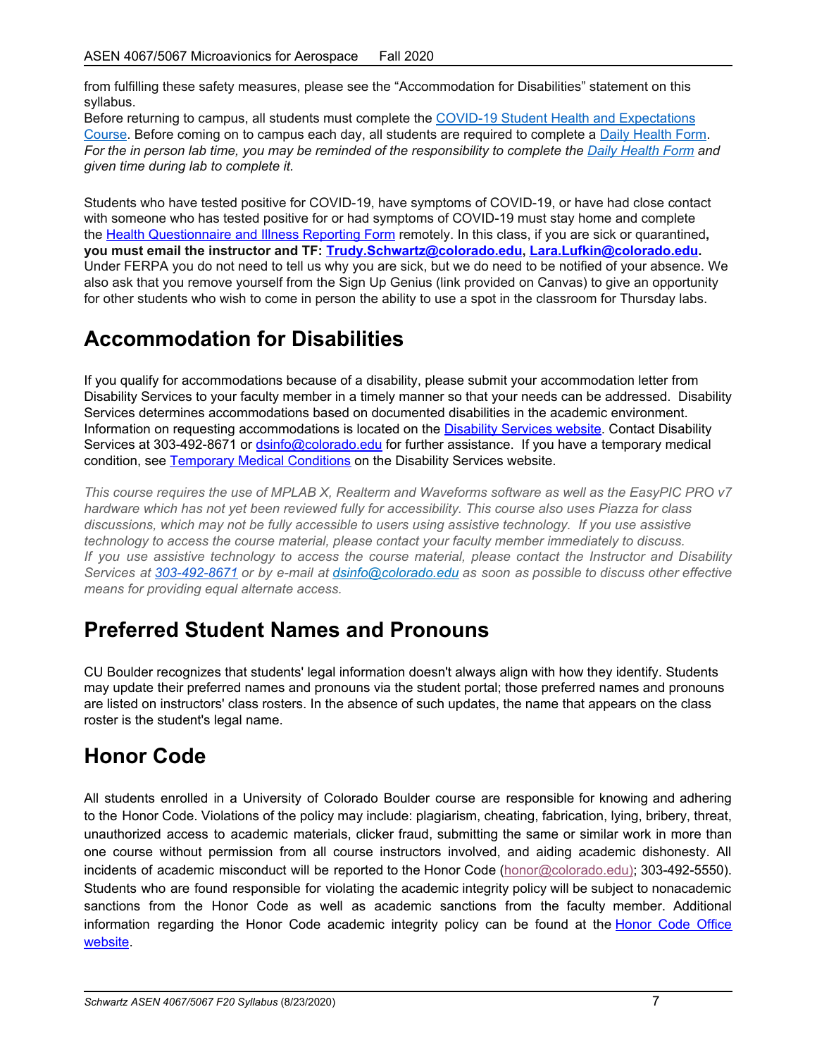from fulfilling these safety measures, please see the "Accommodation for Disabilities" statement on this syllabus.
Before returning to campus, all students must complete the [COVID-19 Student Health and Expectations Course]. Before coming on to campus each day, all students are required to complete a [Daily Health Form]. *For the in person lab time, you may be reminded of the responsibility to complete the Daily Health Form and given time during lab to complete it.*

Students who have tested positive for COVID-19, have symptoms of COVID-19, or have had close contact with someone who has tested positive for or had symptoms of COVID-19 must stay home and complete the Health Questionnaire and Illness Reporting Form remotely. In this class, if you are sick or quarantined, **you must email the instructor and TF: Trudy.Schwartz@colorado.edu, Lara.Lufkin@colorado.edu.** Under FERPA you do not need to tell us why you are sick, but we do need to be notified of your absence. We also ask that you remove yourself from the Sign Up Genius (link provided on Canvas) to give an opportunity for other students who wish to come in person the ability to use a spot in the classroom for Thursday labs.

# Accommodation for Disabilities

If you qualify for accommodations because of a disability, please submit your accommodation letter from Disability Services to your faculty member in a timely manner so that your needs can be addressed. Disability Services determines accommodations based on documented disabilities in the academic environment. Information on requesting accommodations is located on the Disability Services website. Contact Disability Services at 303-492-8671 or dsinfo@colorado.edu for further assistance. If you have a temporary medical condition, see Temporary Medical Conditions on the Disability Services website.

*This course requires the use of MPLAB X, Realterm and Waveforms software as well as the EasyPIC PRO v7 hardware which has not yet been reviewed fully for accessibility. This course also uses Piazza for class discussions, which may not be fully accessible to users using assistive technology. If you use assistive technology to access the course material, please contact your faculty member immediately to discuss. If you use assistive technology to access the course material, please contact the Instructor and Disability Services at 303-492-8671 or by e-mail at dsinfo@colorado.edu as soon as possible to discuss other effective means for providing equal alternate access.*

# Preferred Student Names and Pronouns

CU Boulder recognizes that students' legal information doesn't always align with how they identify. Students may update their preferred names and pronouns via the student portal; those preferred names and pronouns are listed on instructors' class rosters. In the absence of such updates, the name that appears on the class roster is the student's legal name.

# Honor Code

All students enrolled in a University of Colorado Boulder course are responsible for knowing and adhering to the Honor Code. Violations of the policy may include: plagiarism, cheating, fabrication, lying, bribery, threat, unauthorized access to academic materials, clicker fraud, submitting the same or similar work in more than one course without permission from all course instructors involved, and aiding academic dishonesty. All incidents of academic misconduct will be reported to the Honor Code (honor@colorado.edu); 303-492-5550). Students who are found responsible for violating the academic integrity policy will be subject to nonacademic sanctions from the Honor Code as well as academic sanctions from the faculty member. Additional information regarding the Honor Code academic integrity policy can be found at the Honor Code Office website.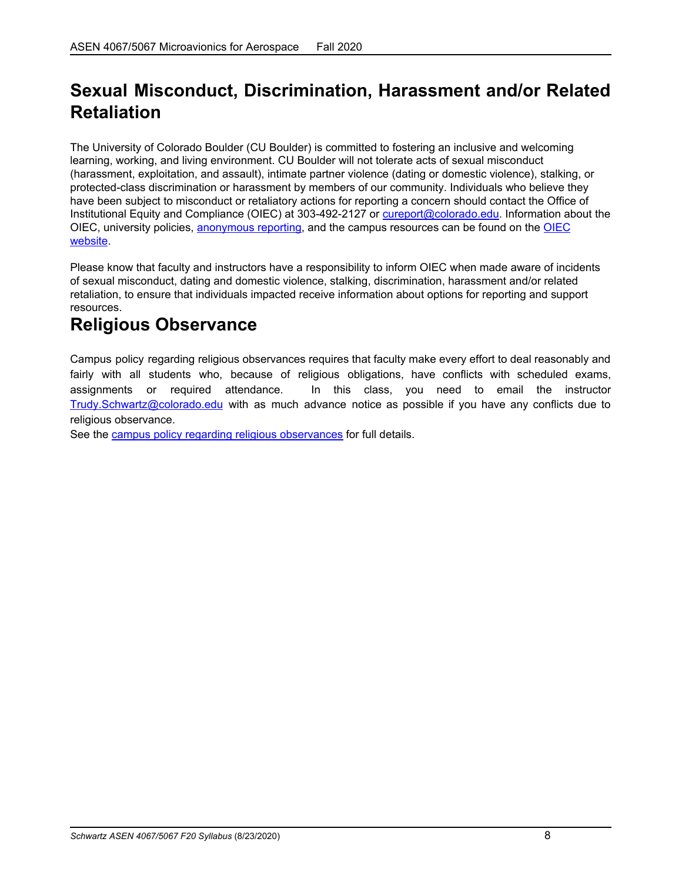# Sexual Misconduct, Discrimination, Harassment and/or Related Retaliation

The University of Colorado Boulder (CU Boulder) is committed to fostering an inclusive and welcoming learning, working, and living environment. CU Boulder will not tolerate acts of sexual misconduct (harassment, exploitation, and assault), intimate partner violence (dating or domestic violence), stalking, or protected-class discrimination or harassment by members of our community. Individuals who believe they have been subject to misconduct or retaliatory actions for reporting a concern should contact the Office of Institutional Equity and Compliance (OIEC) at 303-492-2127 or cureport@colorado.edu. Information about the OIEC, university policies, anonymous reporting, and the campus resources can be found on the OIEC website.

Please know that faculty and instructors have a responsibility to inform OIEC when made aware of incidents of sexual misconduct, dating and domestic violence, stalking, discrimination, harassment and/or related retaliation, to ensure that individuals impacted receive information about options for reporting and support resources.

# Religious Observance

Campus policy regarding religious observances requires that faculty make every effort to deal reasonably and fairly with all students who, because of religious obligations, have conflicts with scheduled exams, assignments or required attendance. In this class, you need to email the instructor Trudy.Schwartz@colorado.edu with as much advance notice as possible if you have any conflicts due to religious observance.

See the campus policy regarding religious observances for full details.